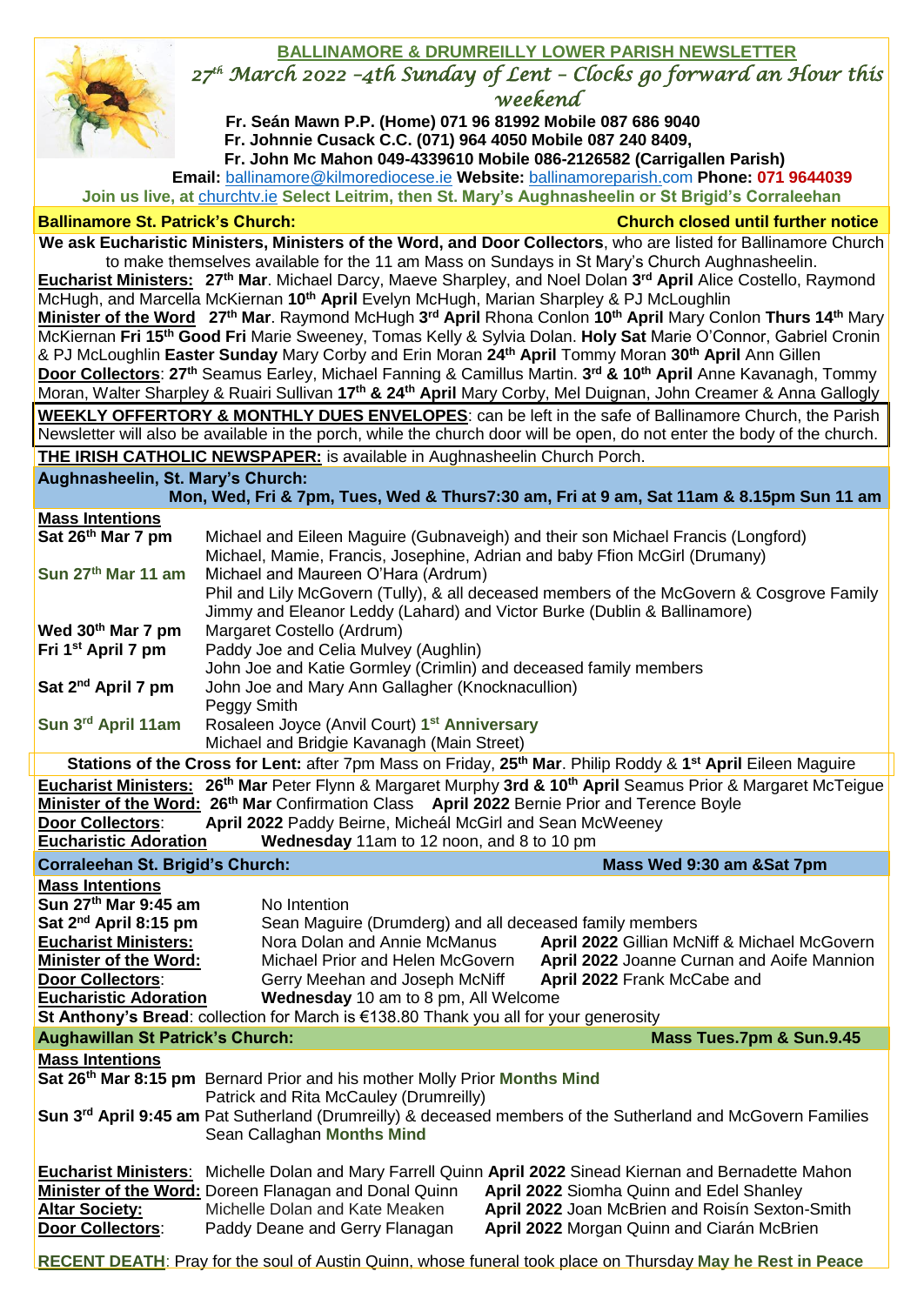# BALLINAMORE & DRUMREILLY LOWER PARISH NEWSLETTER

*27th March 2022 –4th Sunday of Lent – Clocks go forward an Hour this weekend*

**Fr. Seán Mawn P.P. (Home) 071 96 81992 Mobile 087 686 9040**
**Fr. Johnnie Cusack C.C. (071) 964 4050 Mobile 087 240 8409,**
**Fr. John Mc Mahon 049-4339610 Mobile 086-2126582 (Carrigallen Parish)**

**Email:** ballinamore@kilmorediocese.ie **Website:** ballinamoreparish.com **Phone: 071 9644039**

**Join us live, at** churchtv.ie **Select Leitrim, then St. Mary's Aughnasheelin or St Brigid's Corraleehan**

## Ballinamore St. Patrick's Church: Church closed until further notice

**We ask Eucharistic Ministers, Ministers of the Word, and Door Collectors**, who are listed for Ballinamore Church to make themselves available for the 11 am Mass on Sundays in St Mary's Church Aughnasheelin.

**Eucharist Ministers: 27th Mar**. Michael Darcy, Maeve Sharpley, and Noel Dolan **3rd April** Alice Costello, Raymond McHugh, and Marcella McKiernan **10th April** Evelyn McHugh, Marian Sharpley & PJ McLoughlin

**Minister of the Word 27th Mar**. Raymond McHugh **3rd April** Rhona Conlon **10th April** Mary Conlon **Thurs 14th** Mary McKiernan **Fri 15th Good Fri** Marie Sweeney, Tomas Kelly & Sylvia Dolan. **Holy Sat** Marie O'Connor, Gabriel Cronin & PJ McLoughlin **Easter Sunday** Mary Corby and Erin Moran **24th April** Tommy Moran **30th April** Ann Gillen

**Door Collectors**: **27th** Seamus Earley, Michael Fanning & Camillus Martin. **3rd & 10th April** Anne Kavanagh, Tommy Moran, Walter Sharpley & Ruairi Sullivan **17th & 24th April** Mary Corby, Mel Duignan, John Creamer & Anna Gallogly

**WEEKLY OFFERTORY & MONTHLY DUES ENVELOPES**: can be left in the safe of Ballinamore Church, the Parish Newsletter will also be available in the porch, while the church door will be open, do not enter the body of the church.

**THE IRISH CATHOLIC NEWSPAPER:** is available in Aughnasheelin Church Porch.

## Aughnasheelin, St. Mary's Church:

**Mon, Wed, Fri & 7pm, Tues, Wed & Thurs7:30 am, Fri at 9 am, Sat 11am & 8.15pm Sun 11 am**

**Mass Intentions**

| | |
|---|---|
| **Sat 26th Mar 7 pm** | Michael and Eileen Maguire (Gubnaveigh) and their son Michael Francis (Longford)<br>Michael, Mamie, Francis, Josephine, Adrian and baby Ffion McGirl (Drumany) |
| **Sun 27th Mar 11 am** | Michael and Maureen O'Hara (Ardrum)<br>Phil and Lily McGovern (Tully), & all deceased members of the McGovern & Cosgrove Family<br>Jimmy and Eleanor Leddy (Lahard) and Victor Burke (Dublin & Ballinamore) |
| **Wed 30th Mar 7 pm** | Margaret Costello (Ardrum) |
| **Fri 1st April 7 pm** | Paddy Joe and Celia Mulvey (Aughlin)<br>John Joe and Katie Gormley (Crimlin) and deceased family members |
| **Sat 2nd April 7 pm** | John Joe and Mary Ann Gallagher (Knocknacullion)<br>Peggy Smith |
| **Sun 3rd April 11am** | Rosaleen Joyce (Anvil Court) **1st Anniversary**<br>Michael and Bridgie Kavanagh (Main Street) |

**Stations of the Cross for Lent:** after 7pm Mass on Friday, **25th Mar**. Philip Roddy & **1st April** Eileen Maguire

**Eucharist Ministers: 26th Mar** Peter Flynn & Margaret Murphy **3rd & 10th April** Seamus Prior & Margaret McTeigue

**Minister of the Word: 26th Mar** Confirmation Class **April 2022** Bernie Prior and Terence Boyle

**Door Collectors**: **April 2022** Paddy Beirne, Micheál McGirl and Sean McWeeney

**Eucharistic Adoration** **Wednesday** 11am to 12 noon, and 8 to 10 pm

## Corraleehan St. Brigid's Church: Mass Wed 9:30 am &Sat 7pm

**Mass Intentions**

| | | |
|---|---|---|
| **Sun 27th Mar 9:45 am** | No Intention | |
| **Sat 2nd April 8:15 pm** | Sean Maguire (Drumderg) and all deceased family members | |
| **Eucharist Ministers:** | Nora Dolan and Annie McManus | **April 2022** Gillian McNiff & Michael McGovern |
| **Minister of the Word:** | Michael Prior and Helen McGovern | **April 2022** Joanne Curnan and Aoife Mannion |
| **Door Collectors**: | Gerry Meehan and Joseph McNiff | **April 2022** Frank McCabe and |
| **Eucharistic Adoration** | **Wednesday** 10 am to 8 pm, All Welcome | |

**St Anthony's Bread**: collection for March is €138.80 Thank you all for your generosity

## Aughawillan St Patrick's Church: Mass Tues.7pm & Sun.9.45

**Mass Intentions**

**Sat 26th Mar 8:15 pm** Bernard Prior and his mother Molly Prior **Months Mind**
Patrick and Rita McCauley (Drumreilly)

**Sun 3rd April 9:45 am** Pat Sutherland (Drumreilly) & deceased members of the Sutherland and McGovern Families
Sean Callaghan **Months Mind**

| | | |
|---|---|---|
| **Eucharist Ministers**: | Michelle Dolan and Mary Farrell Quinn | **April 2022** Sinead Kiernan and Bernadette Mahon |
| **Minister of the Word:** | Doreen Flanagan and Donal Quinn | **April 2022** Siomha Quinn and Edel Shanley |
| **Altar Society:** | Michelle Dolan and Kate Meaken | **April 2022** Joan McBrien and Roisín Sexton-Smith |
| **Door Collectors**: | Paddy Deane and Gerry Flanagan | **April 2022** Morgan Quinn and Ciarán McBrien |

**RECENT DEATH**: Pray for the soul of Austin Quinn, whose funeral took place on Thursday **May he Rest in Peace**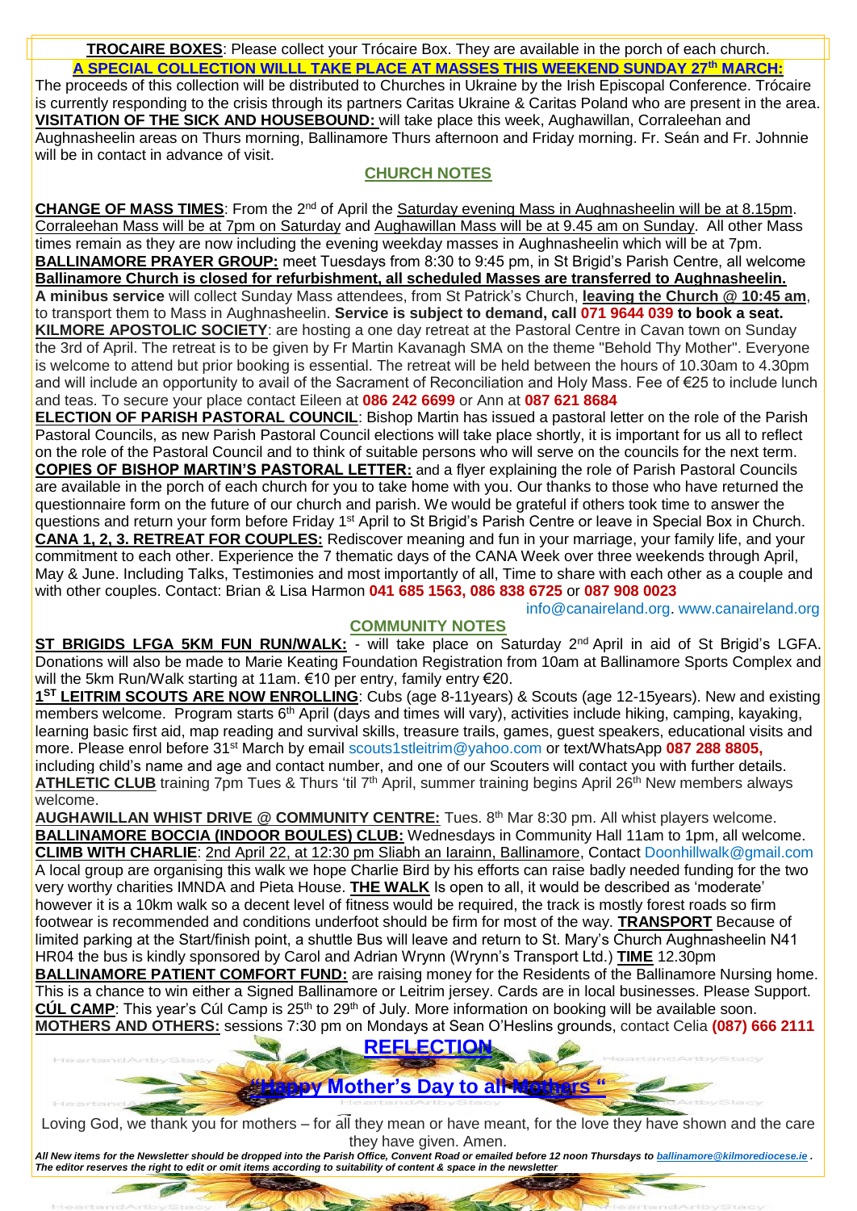**TROCAIRE BOXES**: Please collect your Trócaire Box. They are available in the porch of each church.

**A SPECIAL COLLECTION WILLL TAKE PLACE AT MASSES THIS WEEKEND SUNDAY 27th MARCH:**

The proceeds of this collection will be distributed to Churches in Ukraine by the Irish Episcopal Conference. Trócaire is currently responding to the crisis through its partners Caritas Ukraine & Caritas Poland who are present in the area.

**VISITATION OF THE SICK AND HOUSEBOUND:** will take place this week, Aughawillan, Corraleehan and Aughnasheelin areas on Thurs morning, Ballinamore Thurs afternoon and Friday morning. Fr. Seán and Fr. Johnnie will be in contact in advance of visit.

## CHURCH NOTES

**CHANGE OF MASS TIMES**: From the 2nd of April the Saturday evening Mass in Aughnasheelin will be at 8.15pm. Corraleehan Mass will be at 7pm on Saturday and Aughawillan Mass will be at 9.45 am on Sunday. All other Mass times remain as they are now including the evening weekday masses in Aughnasheelin which will be at 7pm.

**BALLINAMORE PRAYER GROUP:** meet Tuesdays from 8:30 to 9:45 pm, in St Brigid's Parish Centre, all welcome

**Ballinamore Church is closed for refurbishment, all scheduled Masses are transferred to Aughnasheelin.**

**A minibus service** will collect Sunday Mass attendees, from St Patrick's Church, **leaving the Church @ 10:45 am**, to transport them to Mass in Aughnasheelin. **Service is subject to demand, call 071 9644 039 to book a seat.**

**KILMORE APOSTOLIC SOCIETY**: are hosting a one day retreat at the Pastoral Centre in Cavan town on Sunday the 3rd of April. The retreat is to be given by Fr Martin Kavanagh SMA on the theme "Behold Thy Mother". Everyone is welcome to attend but prior booking is essential. The retreat will be held between the hours of 10.30am to 4.30pm and will include an opportunity to avail of the Sacrament of Reconciliation and Holy Mass. Fee of €25 to include lunch and teas. To secure your place contact Eileen at **086 242 6699** or Ann at **087 621 8684**

**ELECTION OF PARISH PASTORAL COUNCIL**: Bishop Martin has issued a pastoral letter on the role of the Parish Pastoral Councils, as new Parish Pastoral Council elections will take place shortly, it is important for us all to reflect on the role of the Pastoral Council and to think of suitable persons who will serve on the councils for the next term.

**COPIES OF BISHOP MARTIN'S PASTORAL LETTER:** and a flyer explaining the role of Parish Pastoral Councils are available in the porch of each church for you to take home with you. Our thanks to those who have returned the questionnaire form on the future of our church and parish. We would be grateful if others took time to answer the questions and return your form before Friday 1st April to St Brigid's Parish Centre or leave in Special Box in Church.

**CANA 1, 2, 3. RETREAT FOR COUPLES:** Rediscover meaning and fun in your marriage, your family life, and your commitment to each other. Experience the 7 thematic days of the CANA Week over three weekends through April, May & June. Including Talks, Testimonies and most importantly of all, Time to share with each other as a couple and with other couples. Contact: Brian & Lisa Harmon **041 685 1563, 086 838 6725** or **087 908 0023** info@canaireland.org. www.canaireland.org

## COMMUNITY NOTES

**ST BRIGIDS LFGA 5KM FUN RUN/WALK:** - will take place on Saturday 2nd April in aid of St Brigid's LGFA. Donations will also be made to Marie Keating Foundation Registration from 10am at Ballinamore Sports Complex and will the 5km Run/Walk starting at 11am. €10 per entry, family entry €20.

**1ST LEITRIM SCOUTS ARE NOW ENROLLING**: Cubs (age 8-11years) & Scouts (age 12-15years). New and existing members welcome. Program starts 6th April (days and times will vary), activities include hiking, camping, kayaking, learning basic first aid, map reading and survival skills, treasure trails, games, guest speakers, educational visits and more. Please enrol before 31st March by email scouts1stleitrim@yahoo.com or text/WhatsApp **087 288 8805,** including child's name and age and contact number, and one of our Scouters will contact you with further details.

**ATHLETIC CLUB** training 7pm Tues & Thurs 'til 7th April, summer training begins April 26th New members always welcome.

**AUGHAWILLAN WHIST DRIVE @ COMMUNITY CENTRE:** Tues. 8th Mar 8:30 pm. All whist players welcome.

**BALLINAMORE BOCCIA (INDOOR BOULES) CLUB:** Wednesdays in Community Hall 11am to 1pm, all welcome.

**CLIMB WITH CHARLIE**: 2nd April 22, at 12:30 pm Sliabh an Iarainn, Ballinamore, Contact Doonhillwalk@gmail.com A local group are organising this walk we hope Charlie Bird by his efforts can raise badly needed funding for the two very worthy charities IMNDA and Pieta House. **THE WALK** Is open to all, it would be described as 'moderate' however it is a 10km walk so a decent level of fitness would be required, the track is mostly forest roads so firm footwear is recommended and conditions underfoot should be firm for most of the way. **TRANSPORT** Because of limited parking at the Start/finish point, a shuttle Bus will leave and return to St. Mary's Church Aughnasheelin N41 HR04 the bus is kindly sponsored by Carol and Adrian Wrynn (Wrynn's Transport Ltd.) **TIME** 12.30pm

**BALLINAMORE PATIENT COMFORT FUND:** are raising money for the Residents of the Ballinamore Nursing home. This is a chance to win either a Signed Ballinamore or Leitrim jersey. Cards are in local businesses. Please Support.

**CÚL CAMP**: This year's Cúl Camp is 25th to 29th of July. More information on booking will be available soon.

**MOTHERS AND OTHERS:** sessions 7:30 pm on Mondays at Sean O'Heslins grounds, contact Celia **(087) 666 2111**

## REFLECTION

**"Happy Mother's Day to all Mothers "**

Loving God, we thank you for mothers – for all they mean or have meant, for the love they have shown and the care they have given. Amen.

***All New items for the Newsletter should be dropped into the Parish Office, Convent Road or emailed before 12 noon Thursdays to ballinamore@kilmorediocese.ie . The editor reserves the right to edit or omit items according to suitability of content & space in the newsletter***